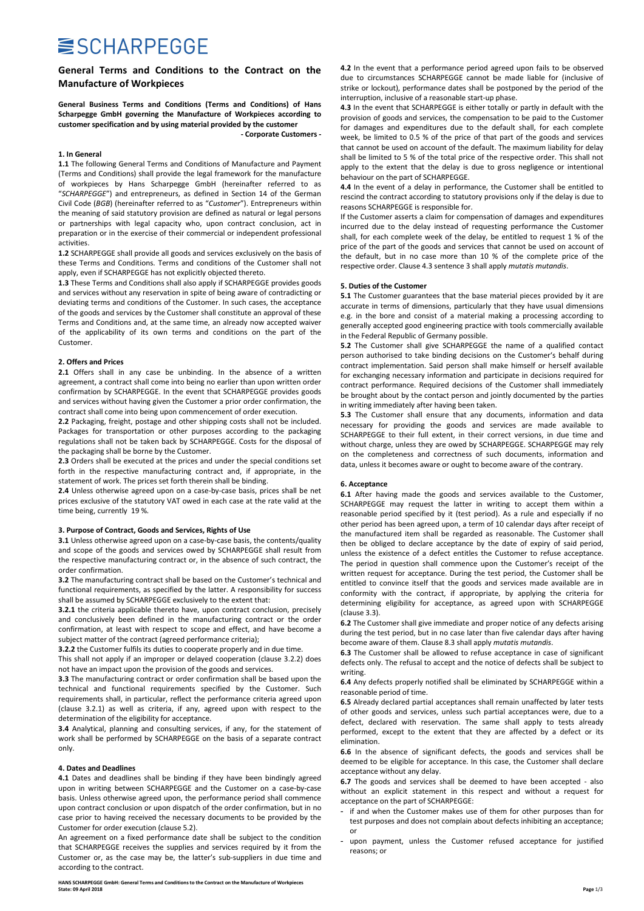# SCHARPEGGE

## General Terms and Conditions to the Contract on the Manufacture of Workpieces

**General Business Terms and Conditions (Terms and Conditions) of Hans Scharpegge GmbH governing the Manufacture of Workpieces according to customer specification and by using material provided by the customer**

**- Corporate Customers -**

### 1. In General

**1.1** The following General Terms and Conditions of Manufacture and Payment (Terms and Conditions) shall provide the legal framework for the manufacture of workpieces by Hans Scharpegge GmbH (hereinafter referred to as "*SCHARPEGGE*") and entrepreneurs, as defined in Section 14 of the German Civil Code (*BGB*) (hereinafter referred to as "*Customer*"). Entrepreneurs within the meaning of said statutory provision are defined as natural or legal persons or partnerships with legal capacity who, upon contract conclusion, act in preparation or in the exercise of their commercial or independent professional activities.

**1.2** SCHARPEGGE shall provide all goods and services exclusively on the basis of these Terms and Conditions. Terms and conditions of the Customer shall not apply, even if SCHARPEGGE has not explicitly objected thereto.

**1.3** These Terms and Conditions shall also apply if SCHARPEGGE provides goods and services without any reservation in spite of being aware of contradicting or deviating terms and conditions of the Customer. In such cases, the acceptance of the goods and services by the Customer shall constitute an approval of these Terms and Conditions and, at the same time, an already now accepted waiver of the applicability of its own terms and conditions on the part of the Customer.

### 2. Offers and Prices

**2.1** Offers shall in any case be unbinding. In the absence of a written agreement, a contract shall come into being no earlier than upon written order confirmation by SCHARPEGGE. In the event that SCHARPEGGE provides goods and services without having given the Customer a prior order confirmation, the contract shall come into being upon commencement of order execution.

**2.2** Packaging, freight, postage and other shipping costs shall not be included. Packages for transportation or other purposes according to the packaging regulations shall not be taken back by SCHARPEGGE. Costs for the disposal of the packaging shall be borne by the Customer.

**2.3** Orders shall be executed at the prices and under the special conditions set forth in the respective manufacturing contract and, if appropriate, in the statement of work. The prices set forth therein shall be binding.

**2.4** Unless otherwise agreed upon on a case-by-case basis, prices shall be net prices exclusive of the statutory VAT owed in each case at the rate valid at the time being, currently 19 %.

### 3. Purpose of Contract, Goods and Services, Rights of Use

**3.1** Unless otherwise agreed upon on a case-by-case basis, the contents/quality and scope of the goods and services owed by SCHARPEGGE shall result from the respective manufacturing contract or, in the absence of such contract, the order confirmation.

**3.2** The manufacturing contract shall be based on the Customer's technical and functional requirements, as specified by the latter. A responsibility for success shall be assumed by SCHARPEGGE exclusively to the extent that:

**3.2.1** the criteria applicable thereto have, upon contract conclusion, precisely and conclusively been defined in the manufacturing contract or the order confirmation, at least with respect to scope and effect, and have become a subject matter of the contract (agreed performance criteria);

**3.2.2** the Customer fulfils its duties to cooperate properly and in due time.

This shall not apply if an improper or delayed cooperation (clause 3.2.2) does not have an impact upon the provision of the goods and services.

**3.3** The manufacturing contract or order confirmation shall be based upon the technical and functional requirements specified by the Customer. Such requirements shall, in particular, reflect the performance criteria agreed upon (clause 3.2.1) as well as criteria, if any, agreed upon with respect to the determination of the eligibility for acceptance.

**3.4** Analytical, planning and consulting services, if any, for the statement of work shall be performed by SCHARPEGGE on the basis of a separate contract only.

### 4. Dates and Deadlines

**4.1** Dates and deadlines shall be binding if they have been bindingly agreed upon in writing between SCHARPEGGE and the Customer on a case-by-case basis. Unless otherwise agreed upon, the performance period shall commence upon contract conclusion or upon dispatch of the order confirmation, but in no case prior to having received the necessary documents to be provided by the Customer for order execution (clause 5.2).

An agreement on a fixed performance date shall be subject to the condition that SCHARPEGGE receives the supplies and services required by it from the Customer or, as the case may be, the latter's sub-suppliers in due time and according to the contract.

**4.2** In the event that a performance period agreed upon fails to be observed due to circumstances SCHARPEGGE cannot be made liable for (inclusive of strike or lockout), performance dates shall be postponed by the period of the interruption, inclusive of a reasonable start-up phase.

**4.3** In the event that SCHARPEGGE is either totally or partly in default with the provision of goods and services, the compensation to be paid to the Customer for damages and expenditures due to the default shall, for each complete week, be limited to 0.5 % of the price of that part of the goods and services that cannot be used on account of the default. The maximum liability for delay shall be limited to 5 % of the total price of the respective order. This shall not apply to the extent that the delay is due to gross negligence or intentional behaviour on the part of SCHARPEGGE.

**4.4** In the event of a delay in performance, the Customer shall be entitled to rescind the contract according to statutory provisions only if the delay is due to reasons SCHARPEGGE is responsible for.

If the Customer asserts a claim for compensation of damages and expenditures incurred due to the delay instead of requesting performance the Customer shall, for each complete week of the delay, be entitled to request 1 % of the price of the part of the goods and services that cannot be used on account of the default, but in no case more than 10 % of the complete price of the respective order. Clause 4.3 sentence 3 shall apply *mutatis mutandis*.

### 5. Duties of the Customer

**5.1** The Customer guarantees that the base material pieces provided by it are accurate in terms of dimensions, particularly that they have usual dimensions e.g. in the bore and consist of a material making a processing according to generally accepted good engineering practice with tools commercially available in the Federal Republic of Germany possible.

**5.2** The Customer shall give SCHARPEGGE the name of a qualified contact person authorised to take binding decisions on the Customer's behalf during contract implementation. Said person shall make himself or herself available for exchanging necessary information and participate in decisions required for contract performance. Required decisions of the Customer shall immediately be brought about by the contact person and jointly documented by the parties in writing immediately after having been taken.

**5.3** The Customer shall ensure that any documents, information and data necessary for providing the goods and services are made available to SCHARPEGGE to their full extent, in their correct versions, in due time and without charge, unless they are owed by SCHARPEGGE. SCHARPEGGE may rely on the completeness and correctness of such documents, information and data, unless it becomes aware or ought to become aware of the contrary.

### 6. Acceptance

**6.1** After having made the goods and services available to the Customer, SCHARPEGGE may request the latter in writing to accept them within a reasonable period specified by it (test period). As a rule and especially if no other period has been agreed upon, a term of 10 calendar days after receipt of the manufactured item shall be regarded as reasonable. The Customer shall then be obliged to declare acceptance by the date of expiry of said period, unless the existence of a defect entitles the Customer to refuse acceptance. The period in question shall commence upon the Customer's receipt of the written request for acceptance. During the test period, the Customer shall be entitled to convince itself that the goods and services made available are in conformity with the contract, if appropriate, by applying the criteria for determining eligibility for acceptance, as agreed upon with SCHARPEGGE (clause 3.3).

**6.2** The Customer shall give immediate and proper notice of any defects arising during the test period, but in no case later than five calendar days after having become aware of them. Clause 8.3 shall apply *mutatis mutandis*.

**6.3** The Customer shall be allowed to refuse acceptance in case of significant defects only. The refusal to accept and the notice of defects shall be subject to writing.

**6.4** Any defects properly notified shall be eliminated by SCHARPEGGE within a reasonable period of time.

**6.5** Already declared partial acceptances shall remain unaffected by later tests of other goods and services, unless such partial acceptances were, due to a defect, declared with reservation. The same shall apply to tests already performed, except to the extent that they are affected by a defect or its elimination.

**6.6** In the absence of significant defects, the goods and services shall be deemed to be eligible for acceptance. In this case, the Customer shall declare acceptance without any delay.

**6.7** The goods and services shall be deemed to have been accepted - also without an explicit statement in this respect and without a request for acceptance on the part of SCHARPEGGE:

- if and when the Customer makes use of them for other purposes than for test purposes and does not complain about defects inhibiting an acceptance; or
- upon payment, unless the Customer refused acceptance for justified reasons; or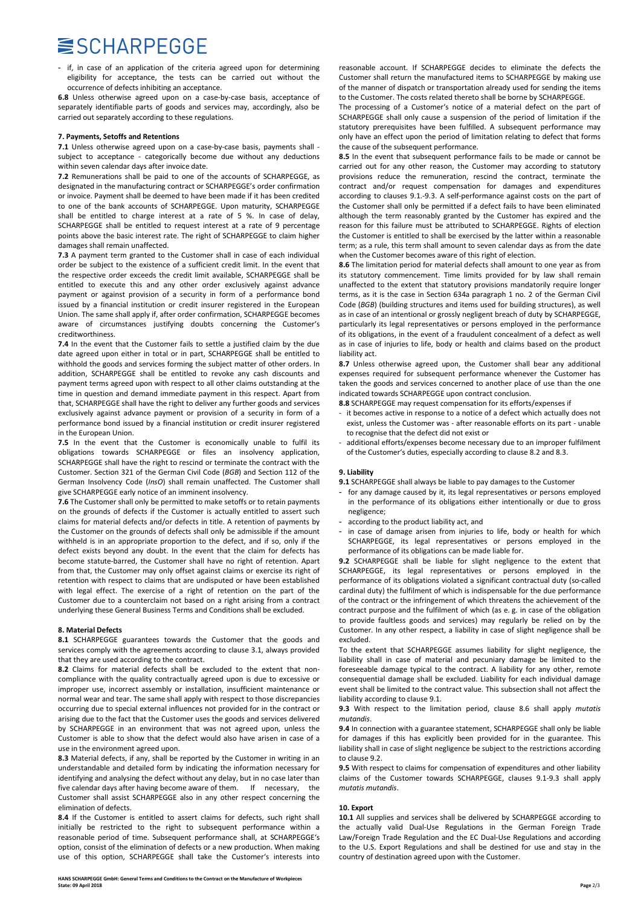- if, in case of an application of the criteria agreed upon for determining eligibility for acceptance, the tests can be carried out without the occurrence of defects inhibiting an acceptance.

**6.8** Unless otherwise agreed upon on a case-by-case basis, acceptance of separately identifiable parts of goods and services may, accordingly, also be carried out separately according to these regulations.

## 7. Payments, Setoffs and Retentions

**7.1** Unless otherwise agreed upon on a case-by-case basis, payments shall - subject to acceptance - categorically become due without any deductions within seven calendar days after invoice date.

**7.2** Remunerations shall be paid to one of the accounts of SCHARPEGGE, as designated in the manufacturing contract or SCHARPEGGE's order confirmation or invoice. Payment shall be deemed to have been made if it has been credited to one of the bank accounts of SCHARPEGGE. Upon maturity, SCHARPEGGE shall be entitled to charge interest at a rate of 5 %. In case of delay, SCHARPEGGE shall be entitled to request interest at a rate of 9 percentage points above the basic interest rate. The right of SCHARPEGGE to claim higher damages shall remain unaffected.

**7.3** A payment term granted to the Customer shall in case of each individual order be subject to the existence of a sufficient credit limit. In the event that the respective order exceeds the credit limit available, SCHARPEGGE shall be entitled to execute this and any other order exclusively against advance payment or against provision of a security in form of a performance bond issued by a financial institution or credit insurer registered in the European Union. The same shall apply if, after order confirmation, SCHARPEGGE becomes aware of circumstances justifying doubts concerning the Customer's creditworthiness.

**7.4** In the event that the Customer fails to settle a justified claim by the due date agreed upon either in total or in part, SCHARPEGGE shall be entitled to withhold the goods and services forming the subject matter of other orders. In addition, SCHARPEGGE shall be entitled to revoke any cash discounts and payment terms agreed upon with respect to all other claims outstanding at the time in question and demand immediate payment in this respect. Apart from that, SCHARPEGGE shall have the right to deliver any further goods and services exclusively against advance payment or provision of a security in form of a performance bond issued by a financial institution or credit insurer registered in the European Union.

**7.5** In the event that the Customer is economically unable to fulfil its obligations towards SCHARPEGGE or files an insolvency application, SCHARPEGGE shall have the right to rescind or terminate the contract with the Customer. Section 321 of the German Civil Code (*BGB*) and Section 112 of the German Insolvency Code (*InsO*) shall remain unaffected. The Customer shall give SCHARPEGGE early notice of an imminent insolvency.

**7.6** The Customer shall only be permitted to make setoffs or to retain payments on the grounds of defects if the Customer is actually entitled to assert such claims for material defects and/or defects in title. A retention of payments by the Customer on the grounds of defects shall only be admissible if the amount withheld is in an appropriate proportion to the defect, and if so, only if the defect exists beyond any doubt. In the event that the claim for defects has become statute-barred, the Customer shall have no right of retention. Apart from that, the Customer may only offset against claims or exercise its right of retention with respect to claims that are undisputed or have been established with legal effect. The exercise of a right of retention on the part of the Customer due to a counterclaim not based on a right arising from a contract underlying these General Business Terms and Conditions shall be excluded.

## 8. Material Defects

**8.1** SCHARPEGGE guarantees towards the Customer that the goods and services comply with the agreements according to clause 3.1, always provided that they are used according to the contract.

**8.2** Claims for material defects shall be excluded to the extent that non-compliance with the quality contractually agreed upon is due to excessive or improper use, incorrect assembly or installation, insufficient maintenance or normal wear and tear. The same shall apply with respect to those discrepancies occurring due to special external influences not provided for in the contract or arising due to the fact that the Customer uses the goods and services delivered by SCHARPEGGE in an environment that was not agreed upon, unless the Customer is able to show that the defect would also have arisen in case of a use in the environment agreed upon.

**8.3** Material defects, if any, shall be reported by the Customer in writing in an understandable and detailed form by indicating the information necessary for identifying and analysing the defect without any delay, but in no case later than five calendar days after having become aware of them. If necessary, the Customer shall assist SCHARPEGGE also in any other respect concerning the elimination of defects.

**8.4** If the Customer is entitled to assert claims for defects, such right shall initially be restricted to the right to subsequent performance within a reasonable period of time. Subsequent performance shall, at SCHARPEGGE's option, consist of the elimination of defects or a new production. When making use of this option, SCHARPEGGE shall take the Customer's interests into reasonable account. If SCHARPEGGE decides to eliminate the defects the Customer shall return the manufactured items to SCHARPEGGE by making use of the manner of dispatch or transportation already used for sending the items to the Customer. The costs related thereto shall be borne by SCHARPEGGE.

The processing of a Customer's notice of a material defect on the part of SCHARPEGGE shall only cause a suspension of the period of limitation if the statutory prerequisites have been fulfilled. A subsequent performance may only have an effect upon the period of limitation relating to defect that forms the cause of the subsequent performance.

**8.5** In the event that subsequent performance fails to be made or cannot be carried out for any other reason, the Customer may according to statutory provisions reduce the remuneration, rescind the contract, terminate the contract and/or request compensation for damages and expenditures according to clauses 9.1.-9.3. A self-performance against costs on the part of the Customer shall only be permitted if a defect fails to have been eliminated although the term reasonably granted by the Customer has expired and the reason for this failure must be attributed to SCHARPEGGE. Rights of election the Customer is entitled to shall be exercised by the latter within a reasonable term; as a rule, this term shall amount to seven calendar days as from the date when the Customer becomes aware of this right of election.

**8.6** The limitation period for material defects shall amount to one year as from its statutory commencement. Time limits provided for by law shall remain unaffected to the extent that statutory provisions mandatorily require longer terms, as it is the case in Section 634a paragraph 1 no. 2 of the German Civil Code (*BGB*) (building structures and items used for building structures), as well as in case of an intentional or grossly negligent breach of duty by SCHARPEGGE, particularly its legal representatives or persons employed in the performance of its obligations, in the event of a fraudulent concealment of a defect as well as in case of injuries to life, body or health and claims based on the product liability act.

**8.7** Unless otherwise agreed upon, the Customer shall bear any additional expenses required for subsequent performance whenever the Customer has taken the goods and services concerned to another place of use than the one indicated towards SCHARPEGGE upon contract conclusion.

**8.8** SCHARPEGGE may request compensation for its efforts/expenses if

- it becomes active in response to a notice of a defect which actually does not exist, unless the Customer was - after reasonable efforts on its part - unable to recognise that the defect did not exist or
- additional efforts/expenses become necessary due to an improper fulfilment of the Customer's duties, especially according to clause 8.2 and 8.3.

## 9. Liability

**9.1** SCHARPEGGE shall always be liable to pay damages to the Customer

- for any damage caused by it, its legal representatives or persons employed in the performance of its obligations either intentionally or due to gross negligence;
- according to the product liability act, and
- in case of damage arisen from injuries to life, body or health for which SCHARPEGGE, its legal representatives or persons employed in the performance of its obligations can be made liable for.

**9.2** SCHARPEGGE shall be liable for slight negligence to the extent that SCHARPEGGE, its legal representatives or persons employed in the performance of its obligations violated a significant contractual duty (so-called cardinal duty) the fulfilment of which is indispensable for the due performance of the contract or the infringement of which threatens the achievement of the contract purpose and the fulfilment of which (as e. g. in case of the obligation to provide faultless goods and services) may regularly be relied on by the Customer. In any other respect, a liability in case of slight negligence shall be excluded.

To the extent that SCHARPEGGE assumes liability for slight negligence, the liability shall in case of material and pecuniary damage be limited to the foreseeable damage typical to the contract. A liability for any other, remote consequential damage shall be excluded. Liability for each individual damage event shall be limited to the contract value. This subsection shall not affect the liability according to clause 9.1.

**9.3** With respect to the limitation period, clause 8.6 shall apply *mutatis mutandis*.

**9.4** In connection with a guarantee statement, SCHARPEGGE shall only be liable for damages if this has explicitly been provided for in the guarantee. This liability shall in case of slight negligence be subject to the restrictions according to clause 9.2.

**9.5** With respect to claims for compensation of expenditures and other liability claims of the Customer towards SCHARPEGGE, clauses 9.1-9.3 shall apply *mutatis mutandis*.

## 10. Export

**10.1** All supplies and services shall be delivered by SCHARPEGGE according to the actually valid Dual-Use Regulations in the German Foreign Trade Law/Foreign Trade Regulation and the EC Dual-Use Regulations and according to the U.S. Export Regulations and shall be destined for use and stay in the country of destination agreed upon with the Customer.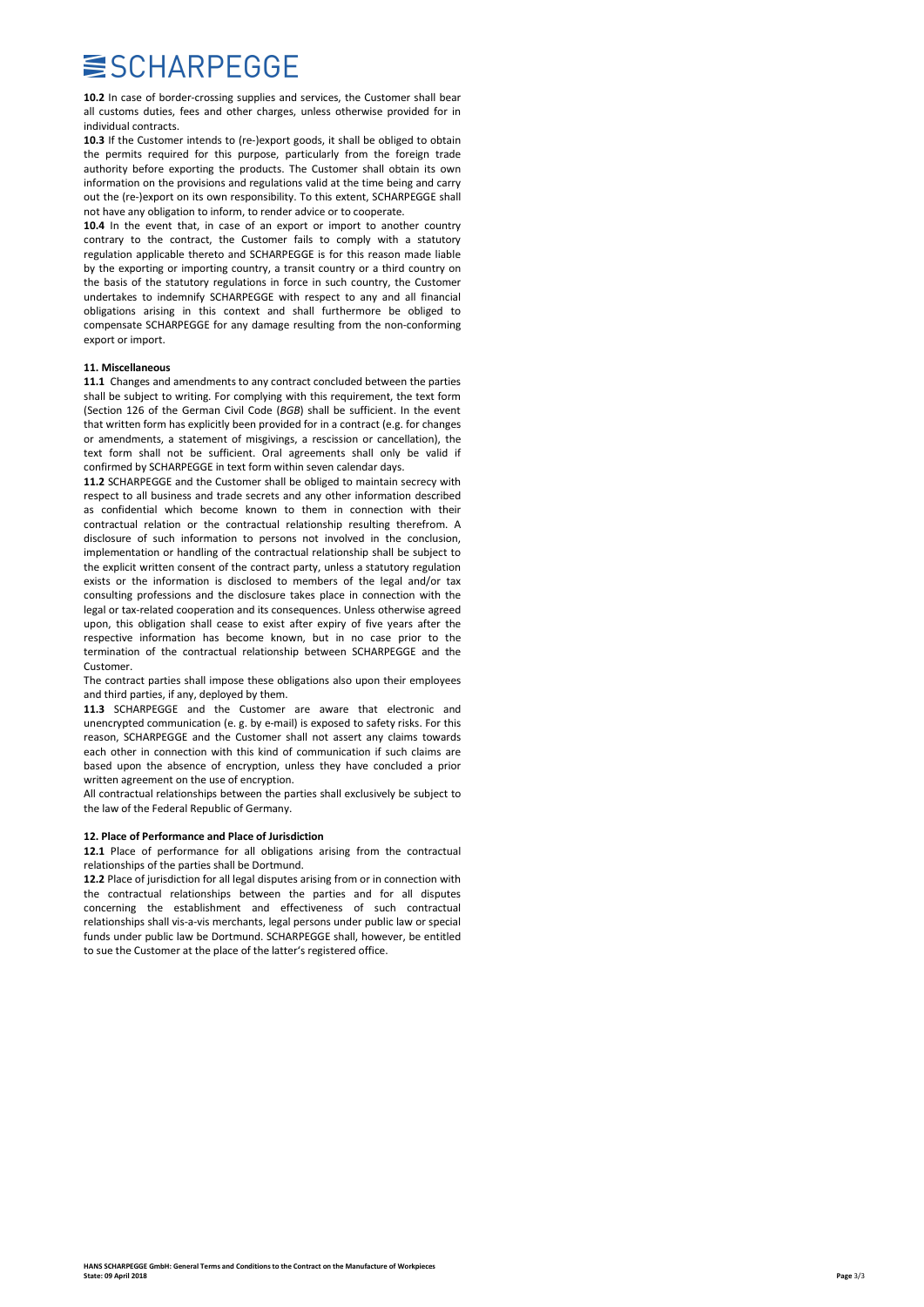**10.2** In case of border-crossing supplies and services, the Customer shall bear all customs duties, fees and other charges, unless otherwise provided for in individual contracts.

**10.3** If the Customer intends to (re-)export goods, it shall be obliged to obtain the permits required for this purpose, particularly from the foreign trade authority before exporting the products. The Customer shall obtain its own information on the provisions and regulations valid at the time being and carry out the (re-)export on its own responsibility. To this extent, SCHARPEGGE shall not have any obligation to inform, to render advice or to cooperate.

**10.4** In the event that, in case of an export or import to another country contrary to the contract, the Customer fails to comply with a statutory regulation applicable thereto and SCHARPEGGE is for this reason made liable by the exporting or importing country, a transit country or a third country on the basis of the statutory regulations in force in such country, the Customer undertakes to indemnify SCHARPEGGE with respect to any and all financial obligations arising in this context and shall furthermore be obliged to compensate SCHARPEGGE for any damage resulting from the non-conforming export or import.

**11. Miscellaneous**

**11.1** Changes and amendments to any contract concluded between the parties shall be subject to writing. For complying with this requirement, the text form (Section 126 of the German Civil Code (*BGB*) shall be sufficient. In the event that written form has explicitly been provided for in a contract (e.g. for changes or amendments, a statement of misgivings, a rescission or cancellation), the text form shall not be sufficient. Oral agreements shall only be valid if confirmed by SCHARPEGGE in text form within seven calendar days.

**11.2** SCHARPEGGE and the Customer shall be obliged to maintain secrecy with respect to all business and trade secrets and any other information described as confidential which become known to them in connection with their contractual relation or the contractual relationship resulting therefrom. A disclosure of such information to persons not involved in the conclusion, implementation or handling of the contractual relationship shall be subject to the explicit written consent of the contract party, unless a statutory regulation exists or the information is disclosed to members of the legal and/or tax consulting professions and the disclosure takes place in connection with the legal or tax-related cooperation and its consequences. Unless otherwise agreed upon, this obligation shall cease to exist after expiry of five years after the respective information has become known, but in no case prior to the termination of the contractual relationship between SCHARPEGGE and the Customer.

The contract parties shall impose these obligations also upon their employees and third parties, if any, deployed by them.

**11.3** SCHARPEGGE and the Customer are aware that electronic and unencrypted communication (e. g. by e-mail) is exposed to safety risks. For this reason, SCHARPEGGE and the Customer shall not assert any claims towards each other in connection with this kind of communication if such claims are based upon the absence of encryption, unless they have concluded a prior written agreement on the use of encryption.

All contractual relationships between the parties shall exclusively be subject to the law of the Federal Republic of Germany.

**12. Place of Performance and Place of Jurisdiction**

**12.1** Place of performance for all obligations arising from the contractual relationships of the parties shall be Dortmund.

**12.2** Place of jurisdiction for all legal disputes arising from or in connection with the contractual relationships between the parties and for all disputes concerning the establishment and effectiveness of such contractual relationships shall vis-a-vis merchants, legal persons under public law or special funds under public law be Dortmund. SCHARPEGGE shall, however, be entitled to sue the Customer at the place of the latter's registered office.